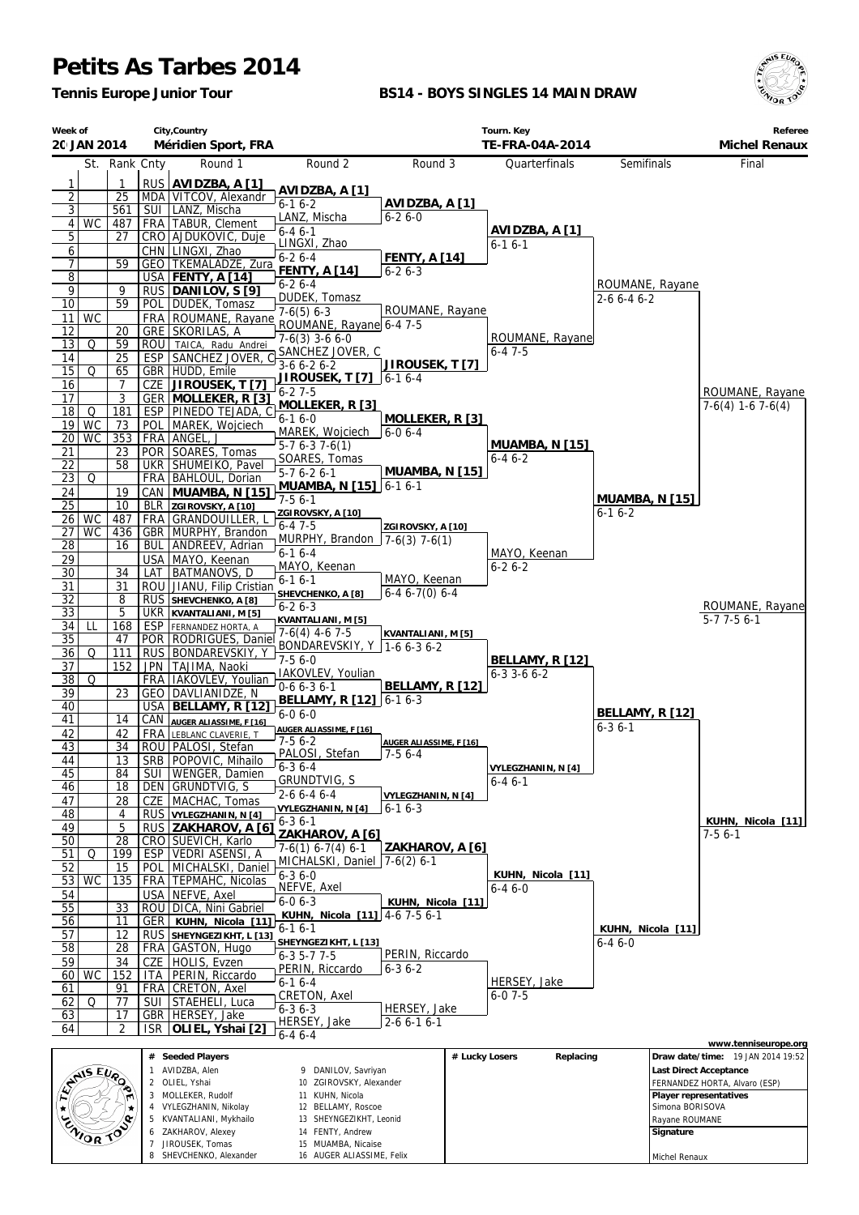# Petits As Tarbes 2014

**Tennis Europe Junior Tour**

**BS14 - BOYS SINGLES 14 MAIN DRAW**

| Week of | City,Country | Tourn. Key | Referee |
|---|---|---|---|
| 20 JAN 2014 | Méridien Sport, FRA | TE-FRA-04A-2014 | Michel Renaux |

| # | St. | Rank | Cnty | Round 1 | Round 2 | Round 3 | Quarterfinals | Semifinals | Final |
|---|---|---|---|---|---|---|---|---|---|
| 1 | | 1 | RUS | AVIDZBA, A [1] | AVIDZBA, A [1] | AVIDZBA, A [1] 6-2 6-0 | AVIDZBA, A [1] 6-1 6-1 | ROUMANE, Rayane 2-6 6-4 6-2 | ROUMANE, Rayane 7-6(4) 1-6 7-6(4) |
| 2 | | 25 | MDA | VITCOV, Alexandr | 6-1 6-2 | | | | |
| 3 | | 561 | SUI | LANZ, Mischa | LANZ, Mischa | | | | |
| 4 | WC | 487 | FRA | TABUR, Clement | 6-4 6-1 | | | | |
| 5 | | 27 | CRO | AJDUKOVIC, Duje | LINGXI, Zhao | FENTY, A [14] 6-2 6-3 | | | |
| 6 | | | CHN | LINGXI, Zhao | 6-2 6-4 | | | | |
| 7 | | 59 | GEO | TKEMALADZE, Zura | FENTY, A [14] | | | | |
| 8 | | | USA | FENTY, A [14] | 6-2 6-4 | | | | |
| 9 | | 9 | RUS | DANILOV, S [9] | DUDEK, Tomasz | ROUMANE, Rayane 6-4 7-5 | ROUMANE, Rayane 6-4 7-5 | | |
| 10 | | 59 | POL | DUDEK, Tomasz | 7-6(5) 6-3 | | | | |
| 11 | WC | | FRA | ROUMANE, Rayane | ROUMANE, Rayane | | | | |
| 12 | | 20 | GRE | SKORILAS, A | 7-6(3) 3-6 6-0 | | | | |
| 13 | Q | 59 | ROU | TAICA, Radu Andrei | SANCHEZ JOVER, C | JIROUSEK, T [7] 6-1 6-4 | | | |
| 14 | | 25 | ESP | SANCHEZ JOVER, C | 3-6 6-2 6-2 | | | | |
| 15 | Q | 65 | GBR | HUDD, Emile | JIROUSEK, T [7] | | | | |
| 16 | | 7 | CZE | JIROUSEK, T [7] | 6-2 7-5 | | | | |
| 17 | | 3 | GER | MOLLEKER, R [3] | MOLLEKER, R [3] | MOLLEKER, R [3] 6-0 6-4 | MUAMBA, N [15] 6-4 6-2 | MUAMBA, N [15] 6-1 6-2 | |
| 18 | Q | 181 | ESP | PINEDO TEJADA, C | 6-1 6-0 | | | | |
| 19 | WC | 73 | POL | MAREK, Wojciech | MAREK, Wojciech | | | | |
| 20 | WC | 353 | FRA | ANGEL, J | 5-7 6-3 7-6(1) | | | | |
| 21 | | 23 | POR | SOARES, Tomas | SOARES, Tomas | MUAMBA, N [15] 6-1 6-1 | | | |
| 22 | | 58 | UKR | SHUMEIKO, Pavel | 5-7 6-2 6-1 | | | | |
| 23 | Q | | FRA | BAHLOUL, Dorian | MUAMBA, N [15] | | | | |
| 24 | | 19 | CAN | MUAMBA, N [15] | 7-5 6-1 | | | | |
| 25 | | 10 | BLR | ZGIROVSKY, A [10] | ZGIROVSKY, A [10] | ZGIROVSKY, A [10] 7-6(3) 7-6(1) | MAYO, Keenan 6-2 6-2 | | |
| 26 | WC | 487 | FRA | GRANDOUILLER, L | 6-4 7-5 | | | | |
| 27 | WC | 436 | GBR | MURPHY, Brandon | MURPHY, Brandon | | | | |
| 28 | | 16 | BUL | ANDREEV, Adrian | 6-1 6-4 | | | | |
| 29 | | | USA | MAYO, Keenan | MAYO, Keenan | MAYO, Keenan 6-4 6-7(0) 6-4 | | | |
| 30 | | 34 | LAT | BATMANOVS, D | 6-1 6-1 | | | | |
| 31 | | 31 | ROU | JIANU, Filip Cristian | SHEVCHENKO, A [8] | | | | |
| 32 | | 8 | RUS | SHEVCHENKO, A [8] | 6-2 6-3 | | | | ROUMANE, Rayane 5-7 7-5 6-1 |
| 33 | | 5 | UKR | KVANTALIANI, M [5] | KVANTALIANI, M [5] | KVANTALIANI, M [5] 1-6 6-3 6-2 | BELLAMY, R [12] 6-3 3-6 6-2 | BELLAMY, R [12] 6-3 6-1 | KUHN, Nicola [11] 7-5 6-1 |
| 34 | LL | 168 | ESP | FERNANDEZ HORTA, A | 7-6(4) 4-6 7-5 | | | | |
| 35 | | 47 | POR | RODRIGUES, Daniel | BONDAREVSKIY, Y | | | | |
| 36 | Q | 111 | RUS | BONDAREVSKIY, Y | 7-5 6-0 | | | | |
| 37 | | 152 | JPN | TAJIMA, Naoki | IAKOVLEV, Youlian | BELLAMY, R [12] 6-1 6-3 | | | |
| 38 | Q | | FRA | IAKOVLEV, Youlian | 0-6 6-3 6-1 | | | | |
| 39 | | 23 | GEO | DAVLIANIDZE, N | BELLAMY, R [12] | | | | |
| 40 | | | USA | BELLAMY, R [12] | 6-0 6-0 | | | | |
| 41 | | 14 | CAN | AUGER ALIASSIME, F [16] | AUGER ALIASSIME, F [16] | AUGER ALIASSIME, F [16] 7-5 6-4 | VYLEGZHANIN, N [4] 6-4 6-1 | | |
| 42 | | 42 | FRA | LEBLANC CLAVERIE, T | 7-5 6-2 | | | | |
| 43 | | 34 | ROU | PALOSI, Stefan | PALOSI, Stefan | | | | |
| 44 | | 13 | SRB | POPOVIC, Mihailo | 6-3 6-4 | | | | |
| 45 | | 84 | SUI | WENGER, Damien | GRUNDTVIG, S | VYLEGZHANIN, N [4] 6-1 6-3 | | | |
| 46 | | 18 | DEN | GRUNDTVIG, S | 2-6 6-4 6-4 | | | | |
| 47 | | 28 | CZE | MACHAC, Tomas | VYLEGZHANIN, N [4] | | | | |
| 48 | | 4 | RUS | VYLEGZHANIN, N [4] | 6-3 6-1 | | | | |
| 49 | | 5 | RUS | ZAKHAROV, A [6] | ZAKHAROV, A [6] | ZAKHAROV, A [6] 7-6(2) 6-1 | KUHN, Nicola [11] 6-4 6-0 | KUHN, Nicola [11] 6-4 6-0 | |
| 50 | | 28 | CRO | SUEVICH, Karlo | 7-6(1) 6-7(4) 6-1 | | | | |
| 51 | Q | 199 | ESP | VEDRI ASENSI, A | MICHALSKI, Daniel | | | | |
| 52 | | 15 | POL | MICHALSKI, Daniel | 6-3 6-0 | | | | |
| 53 | WC | 135 | FRA | TEPMAHC, Nicolas | NEFVE, Axel | KUHN, Nicola [11] 4-6 7-5 6-1 | | | |
| 54 | | | USA | NEFVE, Axel | 6-0 6-3 | | | | |
| 55 | | 33 | ROU | DICA, Nini Gabriel | KUHN, Nicola [11] | | | | |
| 56 | | 11 | GER | KUHN, Nicola [11] | 6-1 6-1 | | | | |
| 57 | | 12 | RUS | SHEYNGEZIKHT, L [13] | SHEYNGEZIKHT, L [13] | PERIN, Riccardo 6-3 6-2 | HERSEY, Jake 6-0 7-5 | | |
| 58 | | 28 | FRA | GASTON, Hugo | 6-3 5-7 7-5 | | | | |
| 59 | | 34 | CZE | HOLIS, Evzen | PERIN, Riccardo | | | | |
| 60 | WC | 152 | ITA | PERIN, Riccardo | 6-1 6-4 | | | | |
| 61 | | 91 | FRA | CRETON, Axel | CRETON, Axel | HERSEY, Jake 2-6 6-1 6-1 | | | |
| 62 | Q | 77 | SUI | STAEHELI, Luca | 6-3 6-3 | | | | |
| 63 | | 17 | GBR | HERSEY, Jake | HERSEY, Jake | | | | |
| 64 | | 2 | ISR | OLIEL, Yshai [2] | 6-4 6-4 | | | | |

www.tenniseurope.org

| # | Seeded Players | # | Seeded Players |
|---|---|---|---|
| 1 | AVIDZBA, Alen | 9 | DANILOV, Savriyan |
| 2 | OLIEL, Yshai | 10 | ZGIROVSKY, Alexander |
| 3 | MOLLEKER, Rudolf | 11 | KUHN, Nicola |
| 4 | VYLEGZHANIN, Nikolay | 12 | BELLAMY, Roscoe |
| 5 | KVANTALIANI, Mykhailo | 13 | SHEYNGEZIKHT, Leonid |
| 6 | ZAKHAROV, Alexey | 14 | FENTY, Andrew |
| 7 | JIROUSEK, Tomas | 15 | MUAMBA, Nicaise |
| 8 | SHEVCHENKO, Alexander | 16 | AUGER ALIASSIME, Felix |

| # Lucky Losers | Replacing |
|---|---|
| | |

**Draw date/time:** 19 JAN 2014 19:52

**Last Direct Acceptance**
FERNANDEZ HORTA, Alvaro (ESP)

**Player representatives**
Simona BORISOVA
Rayane ROUMANE

**Signature**

Michel Renaux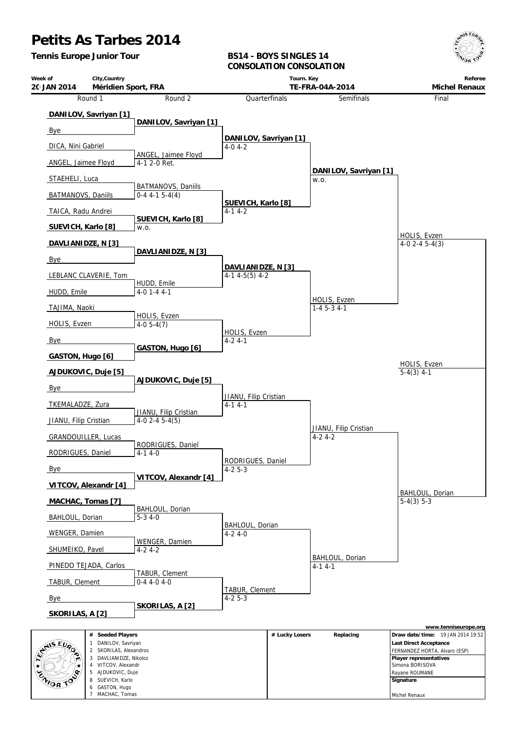# Petits As Tarbes 2014

**Tennis Europe Junior Tour**

**BS14 - BOYS SINGLES 14**
**CONSOLATION CONSOLATION**

| Week of | City,Country | Tourn. Key | Referee |
|---|---|---|---|
| 20 JAN 2014 | Méridien Sport, FRA | TE-FRA-04A-2014 | Michel Renaux |

| Round 1 | Round 2 | Quarterfinals | Semifinals | Final |
|---|---|---|---|---|
| **DANILOV, Savriyan [1]** | | | | |
| | **DANILOV, Savriyan [1]** | | | |
| Bye | | | | |
| | | **DANILOV, Savriyan [1]** | | |
| DICA, Nini Gabriel | | 4-0 4-2 | | |
| | ANGEL, Jaimee Floyd | | | |
| ANGEL, Jaimee Floyd | 4-1 2-0 Ret. | | | |
| | | | **DANILOV, Savriyan [1]** | |
| STAEHELI, Luca | | | w.o. | |
| | BATMANOVS, Daniils | | | |
| BATMANOVS, Daniils | 0-4 4-1 5-4(4) | | | |
| | | **SUEVICH, Karlo [8]** | | |
| TAICA, Radu Andrei | | 4-1 4-2 | | |
| | **SUEVICH, Karlo [8]** | | | |
| **SUEVICH, Karlo [8]** | w.o. | | | |
| | | | | HOLIS, Evzen |
| **DAVLIANIDZE, N [3]** | | | | 4-0 2-4 5-4(3) |
| | **DAVLIANIDZE, N [3]** | | | |
| Bye | | | | |
| | | **DAVLIANIDZE, N [3]** | | |
| LEBLANC CLAVERIE, Tom | | 4-1 4-5(5) 4-2 | | |
| | HUDD, Emile | | | |
| HUDD, Emile | 4-0 1-4 4-1 | | | |
| | | | HOLIS, Evzen | |
| TAJIMA, Naoki | | | 1-4 5-3 4-1 | |
| | HOLIS, Evzen | | | |
| HOLIS, Evzen | 4-0 5-4(7) | | | |
| | | HOLIS, Evzen | | |
| Bye | | 4-2 4-1 | | |
| | **GASTON, Hugo [6]** | | | |
| **GASTON, Hugo [6]** | | | | |
| | | | | HOLIS, Evzen |
| **AJDUKOVIC, Duje [5]** | | | | 5-4(3) 4-1 |
| | **AJDUKOVIC, Duje [5]** | | | |
| Bye | | | | |
| | | JIANU, Filip Cristian | | |
| TKEMALADZE, Zura | | 4-1 4-1 | | |
| | JIANU, Filip Cristian | | | |
| JIANU, Filip Cristian | 4-0 2-4 5-4(5) | | | |
| | | | JIANU, Filip Cristian | |
| GRANDOUILLER, Lucas | | | 4-2 4-2 | |
| | RODRIGUES, Daniel | | | |
| RODRIGUES, Daniel | 4-1 4-0 | | | |
| | | RODRIGUES, Daniel | | |
| Bye | | 4-2 5-3 | | |
| | **VITCOV, Alexandr [4]** | | | |
| **VITCOV, Alexandr [4]** | | | | |
| | | | | BAHLOUL, Dorian |
| **MACHAC, Tomas [7]** | | | | 5-4(3) 5-3 |
| | BAHLOUL, Dorian | | | |
| BAHLOUL, Dorian | 5-3 4-0 | | | |
| | | BAHLOUL, Dorian | | |
| WENGER, Damien | | 4-2 4-0 | | |
| | WENGER, Damien | | | |
| SHUMEIKO, Pavel | 4-2 4-2 | | | |
| | | | BAHLOUL, Dorian | |
| PINEDO TEJADA, Carlos | | | 4-1 4-1 | |
| | TABUR, Clement | | | |
| TABUR, Clement | 0-4 4-0 4-0 | | | |
| | | TABUR, Clement | | |
| Bye | | 4-2 5-3 | | |
| | **SKORILAS, A [2]** | | | |
| **SKORILAS, A [2]** | | | | |

www.tenniseurope.org

| # | Seeded Players | # Lucky Losers | Replacing | |
|---|---|---|---|---|
| 1 | DANILOV, Savriyan | | | **Draw date/time:** 19 JAN 2014 19:52 |
| 2 | SKORILAS, Alexandros | | | **Last Direct Acceptance** |
| 3 | DAVLIANIDZE, Nikoloz | | | FERNANDEZ HORTA, Alvaro (ESP) |
| 4 | VITCOV, Alexandr | | | **Player representatives** |
| 5 | AJDUKOVIC, Duje | | | Simona BORISOVA |
| 8 | SUEVICH, Karlo | | | Rayane ROUMANE |
| 6 | GASTON, Hugo | | | **Signature** |
| 7 | MACHAC, Tomas | | | Michel Renaux |